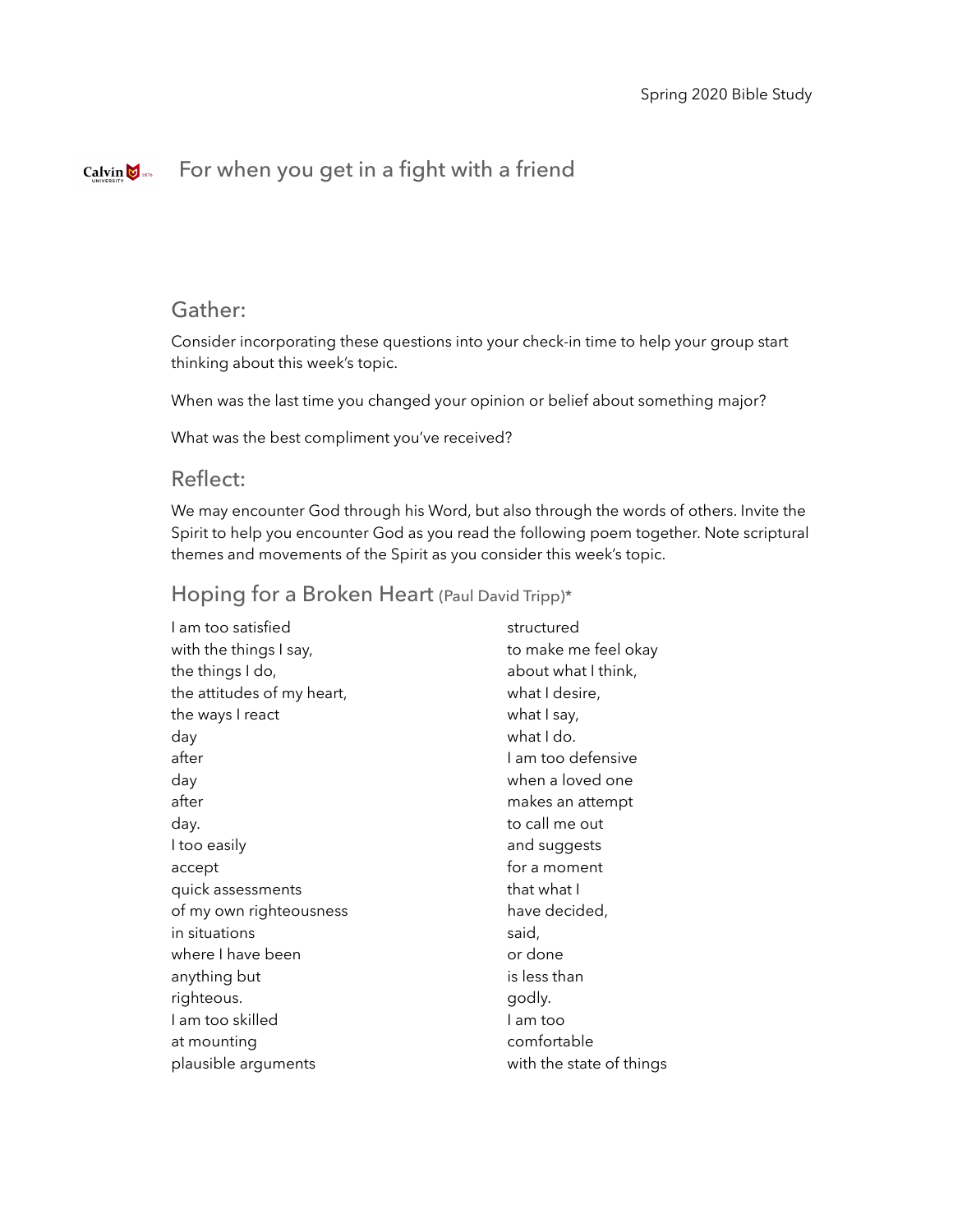Spring 2020 Bible Study

# For when you get in a fight with a friend

## Gather:

Consider incorporating these questions into your check-in time to help your group start thinking about this week's topic.

When was the last time you changed your opinion or belief about something major?

What was the best compliment you've received?

## Reflect:

We may encounter God through his Word, but also through the words of others. Invite the Spirit to help you encounter God as you read the following poem together. Note scriptural themes and movements of the Spirit as you consider this week's topic.

## Hoping for a Broken Heart (Paul David Tripp)*

I am too satisfied  
with the things I say,  
the things I do,  
the attitudes of my heart,  
the ways I react  
day  
after  
day  
after  
day.  
I too easily  
accept  
quick assessments  
of my own righteousness  
in situations  
where I have been  
anything but  
righteous.  
I am too skilled  
at mounting  
plausible arguments  
structured  
to make me feel okay  
about what I think,  
what I desire,  
what I say,  
what I do.  
I am too defensive  
when a loved one  
makes an attempt  
to call me out  
and suggests  
for a moment  
that what I  
have decided,  
said,  
or done  
is less than  
godly.  
I am too  
comfortable  
with the state of things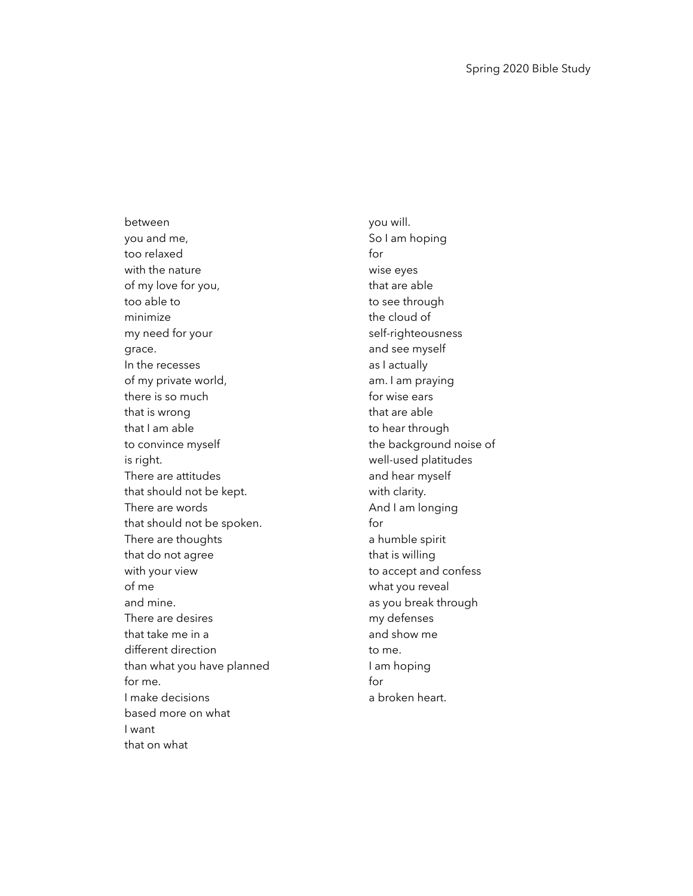between
you and me,
too relaxed
with the nature
of my love for you,
too able to
minimize
my need for your
grace.
In the recesses
of my private world,
there is so much
that is wrong
that I am able
to convince myself
is right.
There are attitudes
that should not be kept.
There are words
that should not be spoken.
There are thoughts
that do not agree
with your view
of me
and mine.
There are desires
that take me in a
different direction
than what you have planned
for me.
I make decisions
based more on what
I want
that on what
you will.
So I am hoping
for
wise eyes
that are able
to see through
the cloud of
self-righteousness
and see myself
as I actually
am. I am praying
for wise ears
that are able
to hear through
the background noise of
well-used platitudes
and hear myself
with clarity.
And I am longing
for
a humble spirit
that is willing
to accept and confess
what you reveal
as you break through
my defenses
and show me
to me.
I am hoping
for
a broken heart.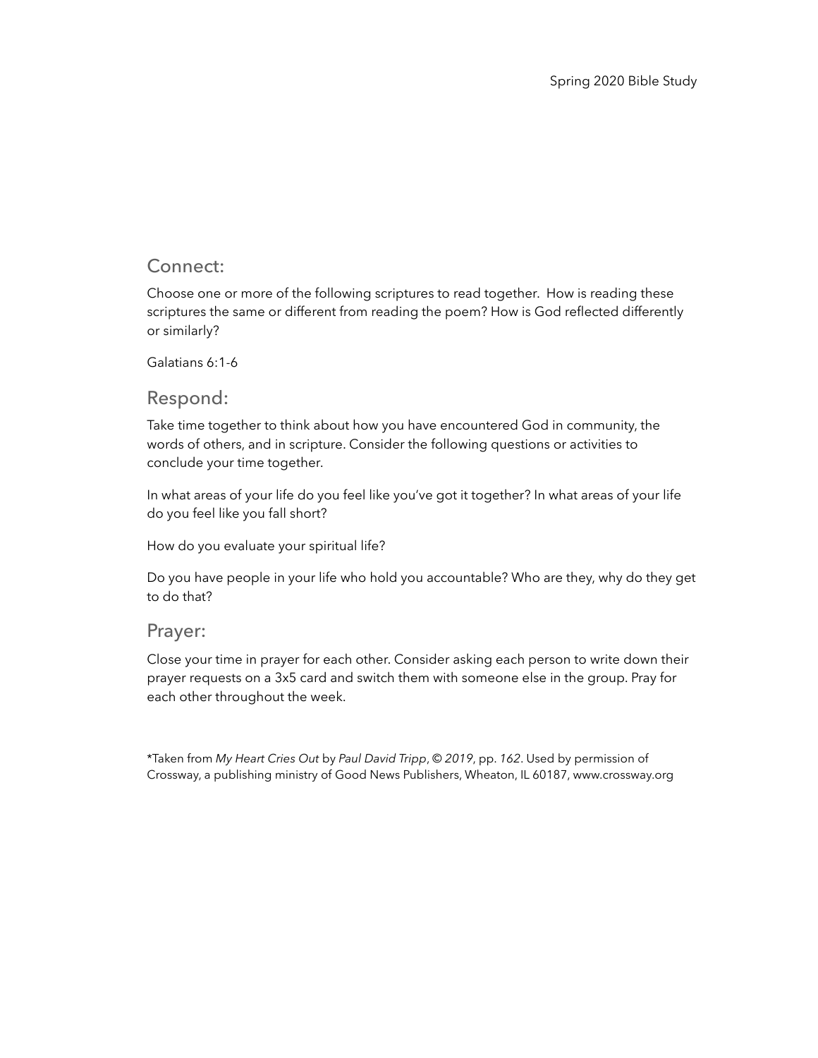## Connect:

Choose one or more of the following scriptures to read together. How is reading these scriptures the same or different from reading the poem? How is God reflected differently or similarly?

Galatians 6:1-6

## Respond:

Take time together to think about how you have encountered God in community, the words of others, and in scripture. Consider the following questions or activities to conclude your time together.

In what areas of your life do you feel like you've got it together? In what areas of your life do you feel like you fall short?

How do you evaluate your spiritual life?

Do you have people in your life who hold you accountable? Who are they, why do they get to do that?

## Prayer:

Close your time in prayer for each other. Consider asking each person to write down their prayer requests on a 3x5 card and switch them with someone else in the group. Pray for each other throughout the week.

*Taken from *My Heart Cries Out* by *Paul David Tripp*, *© 2019*, pp. *162*. Used by permission of Crossway, a publishing ministry of Good News Publishers, Wheaton, IL 60187, www.crossway.org